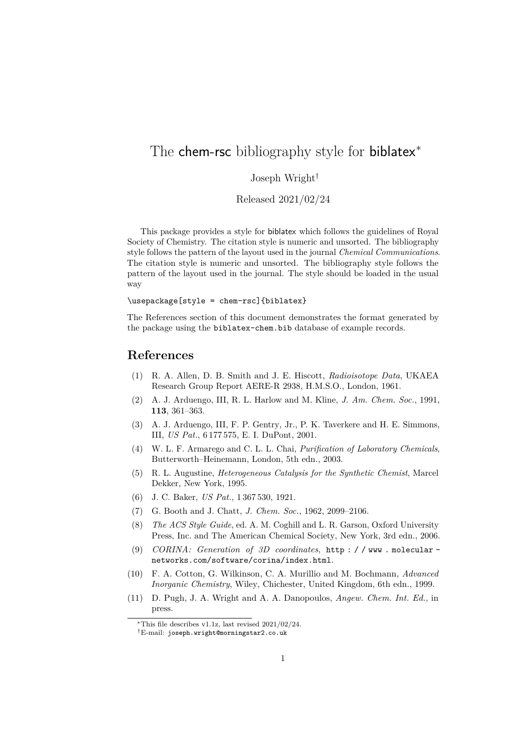# The chem-rsc bibliography style for biblatex[*]

Joseph Wright[†]

Released 2021/02/24

This package provides a style for biblatex which follows the guidelines of Royal Society of Chemistry. The citation style is numeric and unsorted. The bibliography style follows the pattern of the layout used in the journal *Chemical Communications*. The citation style is numeric and unsorted. The bibliography style follows the pattern of the layout used in the journal. The style should be loaded in the usual way

```
\usepackage[style = chem-rsc]{biblatex}
```

The References section of this document demonstrates the format generated by the package using the `biblatex-chem.bib` database of example records.

## References

(1) R. A. Allen, D. B. Smith and J. E. Hiscott, *Radioisotope Data*, UKAEA Research Group Report AERE-R 2938, H.M.S.O., London, 1961.

(2) A. J. Arduengo, III, R. L. Harlow and M. Kline, *J. Am. Chem. Soc.*, 1991, **113**, 361–363.

(3) A. J. Arduengo, III, F. P. Gentry, Jr., P. K. Taverkere and H. E. Simmons, III, *US Pat.*, 6 177 575, E. I. DuPont, 2001.

(4) W. L. F. Armarego and C. L. L. Chai, *Purification of Laboratory Chemicals*, Butterworth–Heinemann, London, 5th edn., 2003.

(5) R. L. Augustine, *Heterogeneous Catalysis for the Synthetic Chemist*, Marcel Dekker, New York, 1995.

(6) J. C. Baker, *US Pat.*, 1 367 530, 1921.

(7) G. Booth and J. Chatt, *J. Chem. Soc.*, 1962, 2099–2106.

(8) *The ACS Style Guide*, ed. A. M. Coghill and L. R. Garson, Oxford University Press, Inc. and The American Chemical Society, New York, 3rd edn., 2006.

(9) *CORINA: Generation of 3D coordinates*, `http://www.molecular-networks.com/software/corina/index.html`.

(10) F. A. Cotton, G. Wilkinson, C. A. Murillio and M. Bochmann, *Advanced Inorganic Chemistry*, Wiley, Chichester, United Kingdom, 6th edn., 1999.

(11) D. Pugh, J. A. Wright and A. A. Danopoulos, *Angew. Chem. Int. Ed.*, in press.

---

[*] This file describes v1.1z, last revised 2021/02/24.

[†] E-mail: `joseph.wright@morningstar2.co.uk`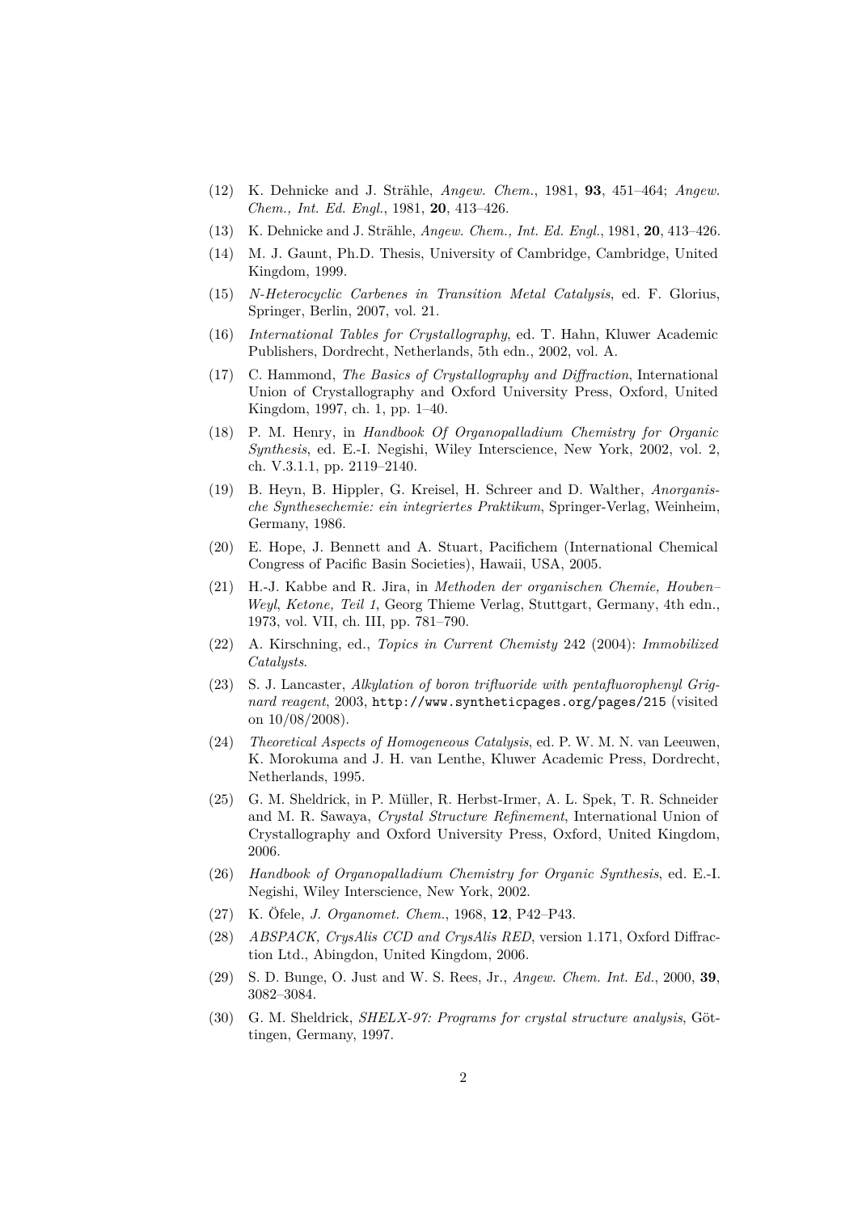(12) K. Dehnicke and J. Strähle, *Angew. Chem.*, 1981, **93**, 451–464; *Angew. Chem., Int. Ed. Engl.*, 1981, **20**, 413–426.

(13) K. Dehnicke and J. Strähle, *Angew. Chem., Int. Ed. Engl.*, 1981, **20**, 413–426.

(14) M. J. Gaunt, Ph.D. Thesis, University of Cambridge, Cambridge, United Kingdom, 1999.

(15) *N-Heterocyclic Carbenes in Transition Metal Catalysis*, ed. F. Glorius, Springer, Berlin, 2007, vol. 21.

(16) *International Tables for Crystallography*, ed. T. Hahn, Kluwer Academic Publishers, Dordrecht, Netherlands, 5th edn., 2002, vol. A.

(17) C. Hammond, *The Basics of Crystallography and Diffraction*, International Union of Crystallography and Oxford University Press, Oxford, United Kingdom, 1997, ch. 1, pp. 1–40.

(18) P. M. Henry, in *Handbook Of Organopalladium Chemistry for Organic Synthesis*, ed. E.-I. Negishi, Wiley Interscience, New York, 2002, vol. 2, ch. V.3.1.1, pp. 2119–2140.

(19) B. Heyn, B. Hippler, G. Kreisel, H. Schreer and D. Walther, *Anorganische Synthesechemie: ein integriertes Praktikum*, Springer-Verlag, Weinheim, Germany, 1986.

(20) E. Hope, J. Bennett and A. Stuart, Pacifichem (International Chemical Congress of Pacific Basin Societies), Hawaii, USA, 2005.

(21) H.-J. Kabbe and R. Jira, in *Methoden der organischen Chemie, Houben–Weyl, Ketone, Teil 1*, Georg Thieme Verlag, Stuttgart, Germany, 4th edn., 1973, vol. VII, ch. III, pp. 781–790.

(22) A. Kirschning, ed., *Topics in Current Chemisty* 242 (2004): *Immobilized Catalysts*.

(23) S. J. Lancaster, *Alkylation of boron trifluoride with pentafluorophenyl Grignard reagent*, 2003, `http://www.syntheticpages.org/pages/215` (visited on 10/08/2008).

(24) *Theoretical Aspects of Homogeneous Catalysis*, ed. P. W. M. N. van Leeuwen, K. Morokuma and J. H. van Lenthe, Kluwer Academic Press, Dordrecht, Netherlands, 1995.

(25) G. M. Sheldrick, in P. Müller, R. Herbst-Irmer, A. L. Spek, T. R. Schneider and M. R. Sawaya, *Crystal Structure Refinement*, International Union of Crystallography and Oxford University Press, Oxford, United Kingdom, 2006.

(26) *Handbook of Organopalladium Chemistry for Organic Synthesis*, ed. E.-I. Negishi, Wiley Interscience, New York, 2002.

(27) K. Öfele, *J. Organomet. Chem.*, 1968, **12**, P42–P43.

(28) *ABSPACK, CrysAlis CCD and CrysAlis RED*, version 1.171, Oxford Diffraction Ltd., Abingdon, United Kingdom, 2006.

(29) S. D. Bunge, O. Just and W. S. Rees, Jr., *Angew. Chem. Int. Ed.*, 2000, **39**, 3082–3084.

(30) G. M. Sheldrick, *SHELX-97: Programs for crystal structure analysis*, Göttingen, Germany, 1997.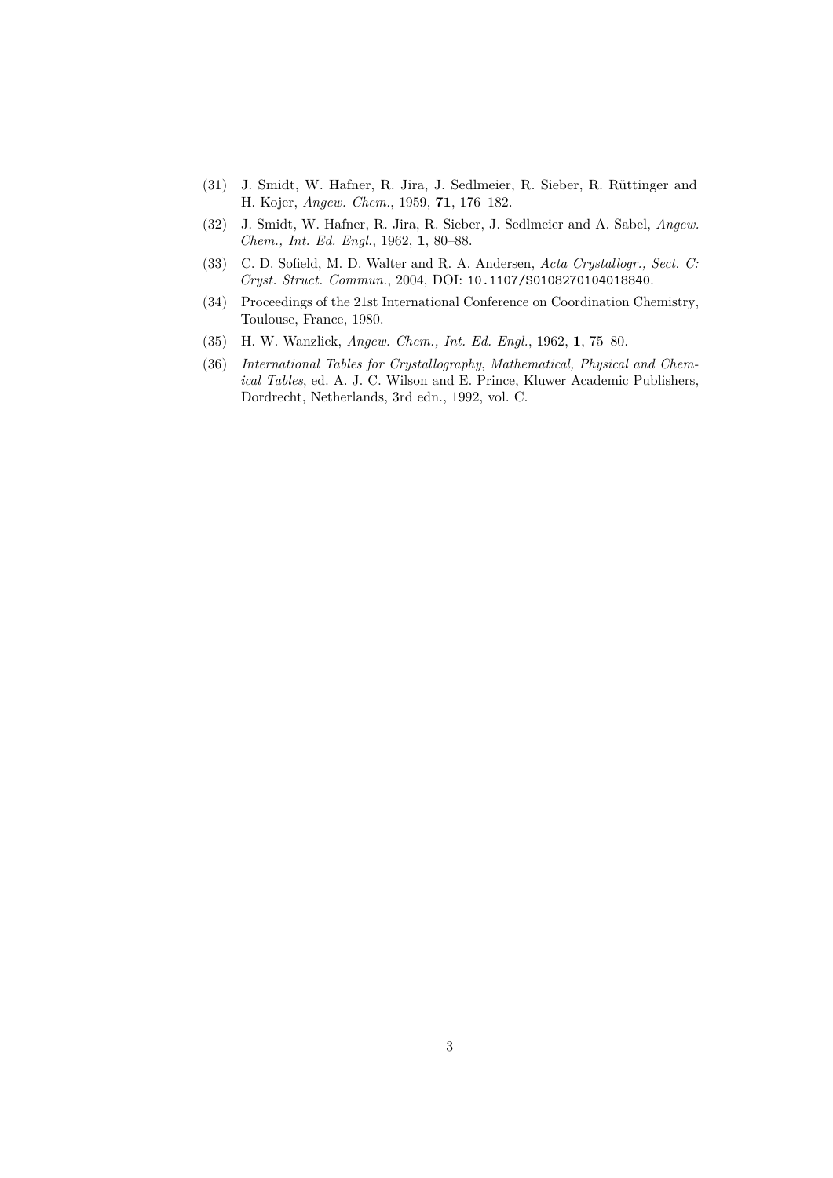(31) J. Smidt, W. Hafner, R. Jira, J. Sedlmeier, R. Sieber, R. Rüttinger and H. Kojer, *Angew. Chem.*, 1959, **71**, 176–182.

(32) J. Smidt, W. Hafner, R. Jira, R. Sieber, J. Sedlmeier and A. Sabel, *Angew. Chem., Int. Ed. Engl.*, 1962, **1**, 80–88.

(33) C. D. Sofield, M. D. Walter and R. A. Andersen, *Acta Crystallogr., Sect. C: Cryst. Struct. Commun.*, 2004, DOI: `10.1107/S0108270104018840`.

(34) Proceedings of the 21st International Conference on Coordination Chemistry, Toulouse, France, 1980.

(35) H. W. Wanzlick, *Angew. Chem., Int. Ed. Engl.*, 1962, **1**, 75–80.

(36) *International Tables for Crystallography, Mathematical, Physical and Chemical Tables*, ed. A. J. C. Wilson and E. Prince, Kluwer Academic Publishers, Dordrecht, Netherlands, 3rd edn., 1992, vol. C.